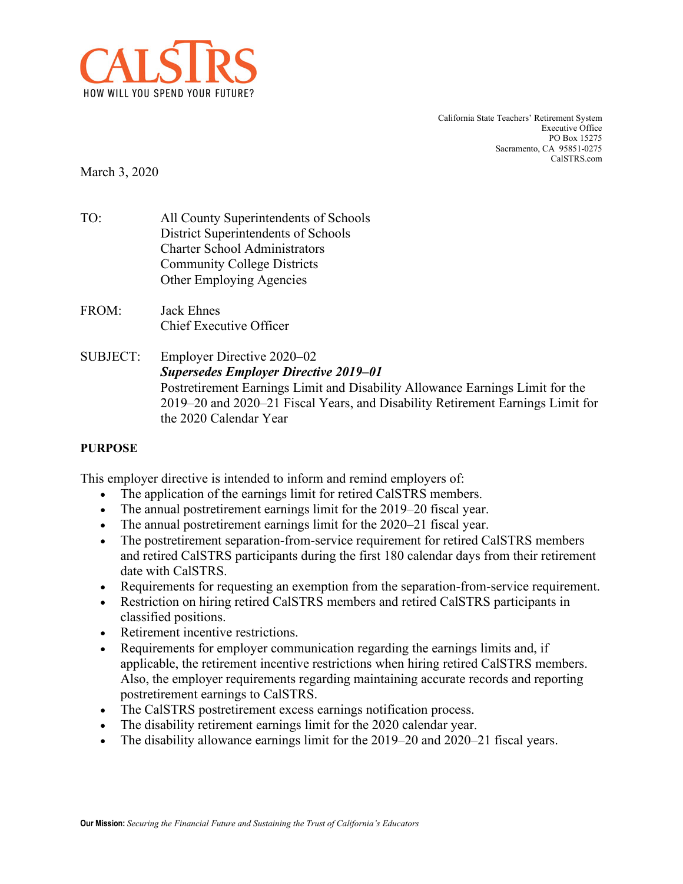CALSTRS
HOW WILL YOU SPEND YOUR FUTURE?

California State Teachers' Retirement System
Executive Office
PO Box 15275
Sacramento, CA 95851-0275
CalSTRS.com

March 3, 2020

TO: All County Superintendents of Schools
District Superintendents of Schools
Charter School Administrators
Community College Districts
Other Employing Agencies

FROM: Jack Ehnes
Chief Executive Officer

SUBJECT: Employer Directive 2020–02
***Supersedes Employer Directive 2019–01***
Postretirement Earnings Limit and Disability Allowance Earnings Limit for the 2019–20 and 2020–21 Fiscal Years, and Disability Retirement Earnings Limit for the 2020 Calendar Year

**PURPOSE**

This employer directive is intended to inform and remind employers of:

- The application of the earnings limit for retired CalSTRS members.
- The annual postretirement earnings limit for the 2019–20 fiscal year.
- The annual postretirement earnings limit for the 2020–21 fiscal year.
- The postretirement separation-from-service requirement for retired CalSTRS members and retired CalSTRS participants during the first 180 calendar days from their retirement date with CalSTRS.
- Requirements for requesting an exemption from the separation-from-service requirement.
- Restriction on hiring retired CalSTRS members and retired CalSTRS participants in classified positions.
- Retirement incentive restrictions.
- Requirements for employer communication regarding the earnings limits and, if applicable, the retirement incentive restrictions when hiring retired CalSTRS members. Also, the employer requirements regarding maintaining accurate records and reporting postretirement earnings to CalSTRS.
- The CalSTRS postretirement excess earnings notification process.
- The disability retirement earnings limit for the 2020 calendar year.
- The disability allowance earnings limit for the 2019–20 and 2020–21 fiscal years.

**Our Mission:** *Securing the Financial Future and Sustaining the Trust of California's Educators*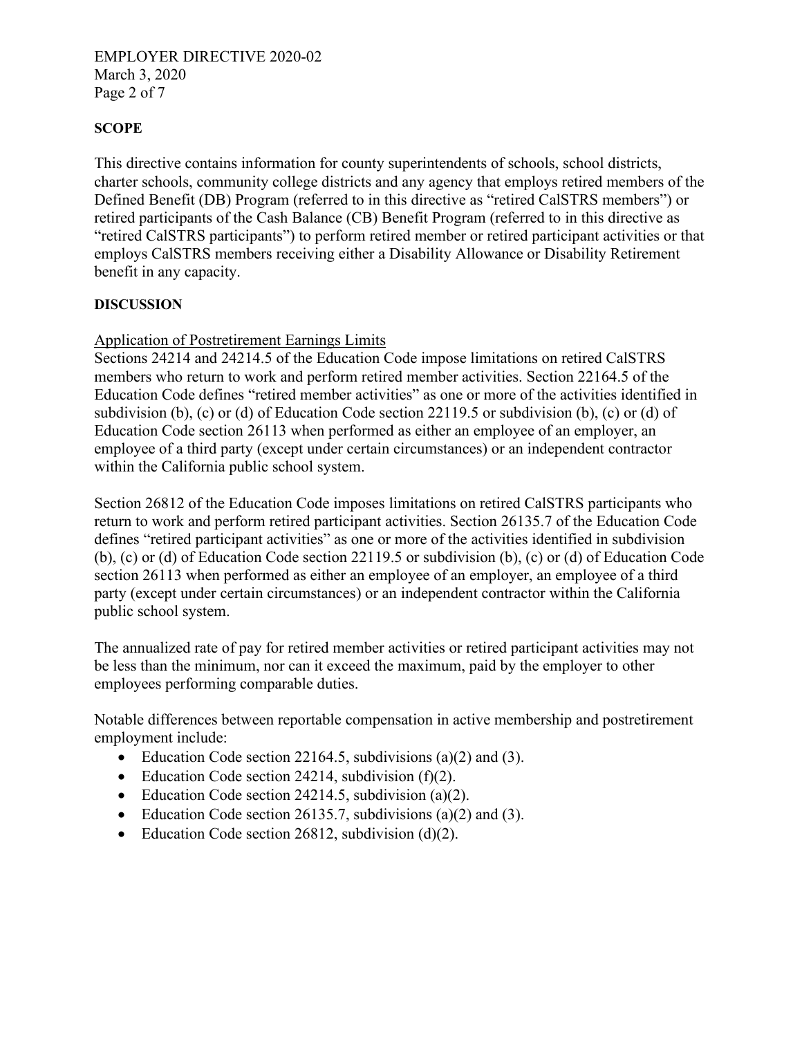**SCOPE**

This directive contains information for county superintendents of schools, school districts, charter schools, community college districts and any agency that employs retired members of the Defined Benefit (DB) Program (referred to in this directive as "retired CalSTRS members") or retired participants of the Cash Balance (CB) Benefit Program (referred to in this directive as "retired CalSTRS participants") to perform retired member or retired participant activities or that employs CalSTRS members receiving either a Disability Allowance or Disability Retirement benefit in any capacity.

**DISCUSSION**

Application of Postretirement Earnings Limits

Sections 24214 and 24214.5 of the Education Code impose limitations on retired CalSTRS members who return to work and perform retired member activities. Section 22164.5 of the Education Code defines "retired member activities" as one or more of the activities identified in subdivision (b), (c) or (d) of Education Code section 22119.5 or subdivision (b), (c) or (d) of Education Code section 26113 when performed as either an employee of an employer, an employee of a third party (except under certain circumstances) or an independent contractor within the California public school system.

Section 26812 of the Education Code imposes limitations on retired CalSTRS participants who return to work and perform retired participant activities. Section 26135.7 of the Education Code defines "retired participant activities" as one or more of the activities identified in subdivision (b), (c) or (d) of Education Code section 22119.5 or subdivision (b), (c) or (d) of Education Code section 26113 when performed as either an employee of an employer, an employee of a third party (except under certain circumstances) or an independent contractor within the California public school system.

The annualized rate of pay for retired member activities or retired participant activities may not be less than the minimum, nor can it exceed the maximum, paid by the employer to other employees performing comparable duties.

Notable differences between reportable compensation in active membership and postretirement employment include:

- Education Code section 22164.5, subdivisions (a)(2) and (3).
- Education Code section 24214, subdivision (f)(2).
- Education Code section 24214.5, subdivision (a)(2).
- Education Code section 26135.7, subdivisions (a)(2) and (3).
- Education Code section 26812, subdivision (d)(2).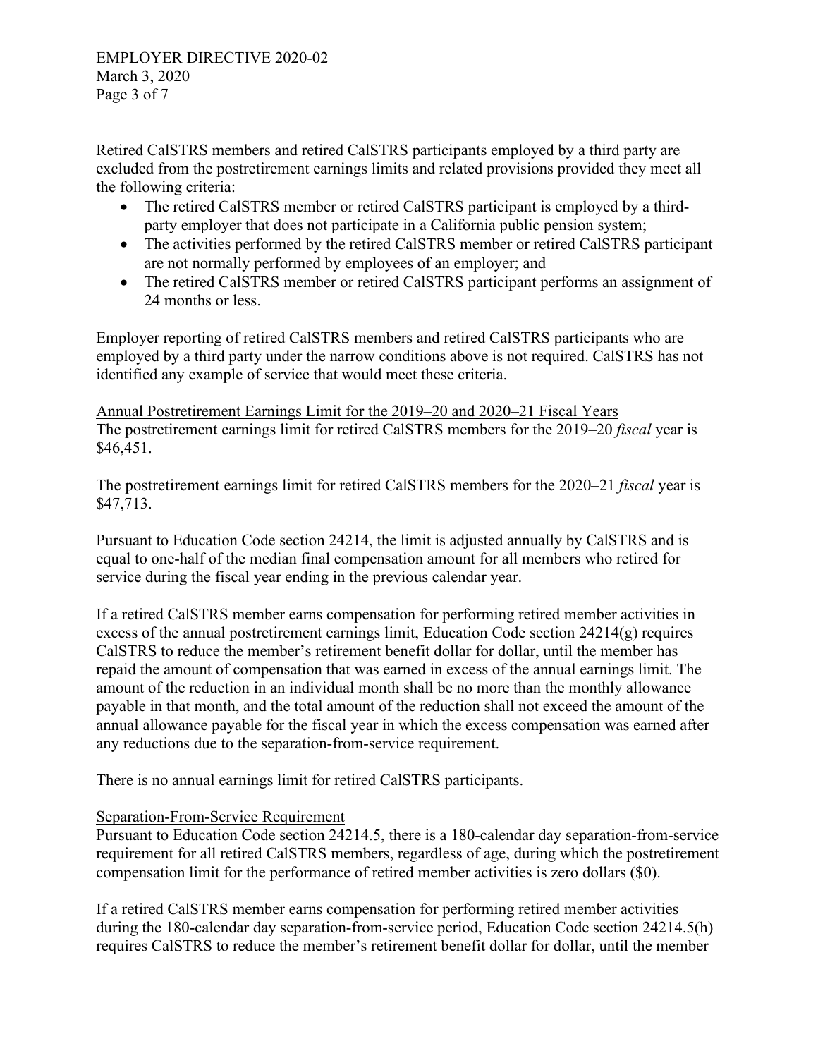Retired CalSTRS members and retired CalSTRS participants employed by a third party are excluded from the postretirement earnings limits and related provisions provided they meet all the following criteria:

- The retired CalSTRS member or retired CalSTRS participant is employed by a third-party employer that does not participate in a California public pension system;
- The activities performed by the retired CalSTRS member or retired CalSTRS participant are not normally performed by employees of an employer; and
- The retired CalSTRS member or retired CalSTRS participant performs an assignment of 24 months or less.

Employer reporting of retired CalSTRS members and retired CalSTRS participants who are employed by a third party under the narrow conditions above is not required. CalSTRS has not identified any example of service that would meet these criteria.

<u>Annual Postretirement Earnings Limit for the 2019–20 and 2020–21 Fiscal Years</u>
The postretirement earnings limit for retired CalSTRS members for the 2019–20 *fiscal* year is $46,451.

The postretirement earnings limit for retired CalSTRS members for the 2020–21 *fiscal* year is $47,713.

Pursuant to Education Code section 24214, the limit is adjusted annually by CalSTRS and is equal to one-half of the median final compensation amount for all members who retired for service during the fiscal year ending in the previous calendar year.

If a retired CalSTRS member earns compensation for performing retired member activities in excess of the annual postretirement earnings limit, Education Code section 24214(g) requires CalSTRS to reduce the member's retirement benefit dollar for dollar, until the member has repaid the amount of compensation that was earned in excess of the annual earnings limit. The amount of the reduction in an individual month shall be no more than the monthly allowance payable in that month, and the total amount of the reduction shall not exceed the amount of the annual allowance payable for the fiscal year in which the excess compensation was earned after any reductions due to the separation-from-service requirement.

There is no annual earnings limit for retired CalSTRS participants.

<u>Separation-From-Service Requirement</u>
Pursuant to Education Code section 24214.5, there is a 180-calendar day separation-from-service requirement for all retired CalSTRS members, regardless of age, during which the postretirement compensation limit for the performance of retired member activities is zero dollars ($0).

If a retired CalSTRS member earns compensation for performing retired member activities during the 180-calendar day separation-from-service period, Education Code section 24214.5(h) requires CalSTRS to reduce the member's retirement benefit dollar for dollar, until the member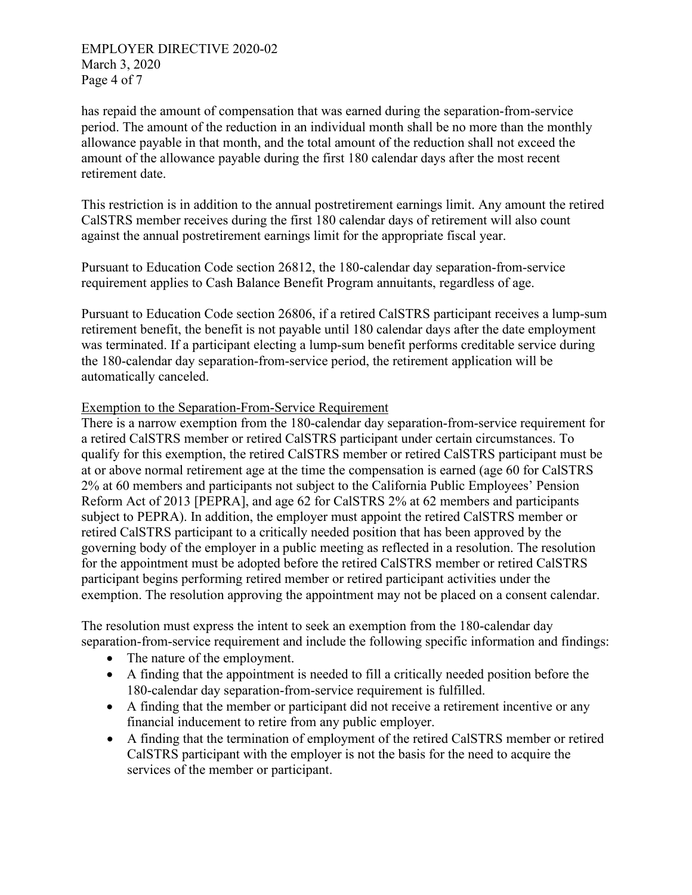has repaid the amount of compensation that was earned during the separation-from-service period. The amount of the reduction in an individual month shall be no more than the monthly allowance payable in that month, and the total amount of the reduction shall not exceed the amount of the allowance payable during the first 180 calendar days after the most recent retirement date.

This restriction is in addition to the annual postretirement earnings limit. Any amount the retired CalSTRS member receives during the first 180 calendar days of retirement will also count against the annual postretirement earnings limit for the appropriate fiscal year.

Pursuant to Education Code section 26812, the 180-calendar day separation-from-service requirement applies to Cash Balance Benefit Program annuitants, regardless of age.

Pursuant to Education Code section 26806, if a retired CalSTRS participant receives a lump-sum retirement benefit, the benefit is not payable until 180 calendar days after the date employment was terminated. If a participant electing a lump-sum benefit performs creditable service during the 180-calendar day separation-from-service period, the retirement application will be automatically canceled.

<u>Exemption to the Separation-From-Service Requirement</u>

There is a narrow exemption from the 180-calendar day separation-from-service requirement for a retired CalSTRS member or retired CalSTRS participant under certain circumstances. To qualify for this exemption, the retired CalSTRS member or retired CalSTRS participant must be at or above normal retirement age at the time the compensation is earned (age 60 for CalSTRS 2% at 60 members and participants not subject to the California Public Employees' Pension Reform Act of 2013 [PEPRA], and age 62 for CalSTRS 2% at 62 members and participants subject to PEPRA). In addition, the employer must appoint the retired CalSTRS member or retired CalSTRS participant to a critically needed position that has been approved by the governing body of the employer in a public meeting as reflected in a resolution. The resolution for the appointment must be adopted before the retired CalSTRS member or retired CalSTRS participant begins performing retired member or retired participant activities under the exemption. The resolution approving the appointment may not be placed on a consent calendar.

The resolution must express the intent to seek an exemption from the 180-calendar day separation-from-service requirement and include the following specific information and findings:

- The nature of the employment.
- A finding that the appointment is needed to fill a critically needed position before the 180-calendar day separation-from-service requirement is fulfilled.
- A finding that the member or participant did not receive a retirement incentive or any financial inducement to retire from any public employer.
- A finding that the termination of employment of the retired CalSTRS member or retired CalSTRS participant with the employer is not the basis for the need to acquire the services of the member or participant.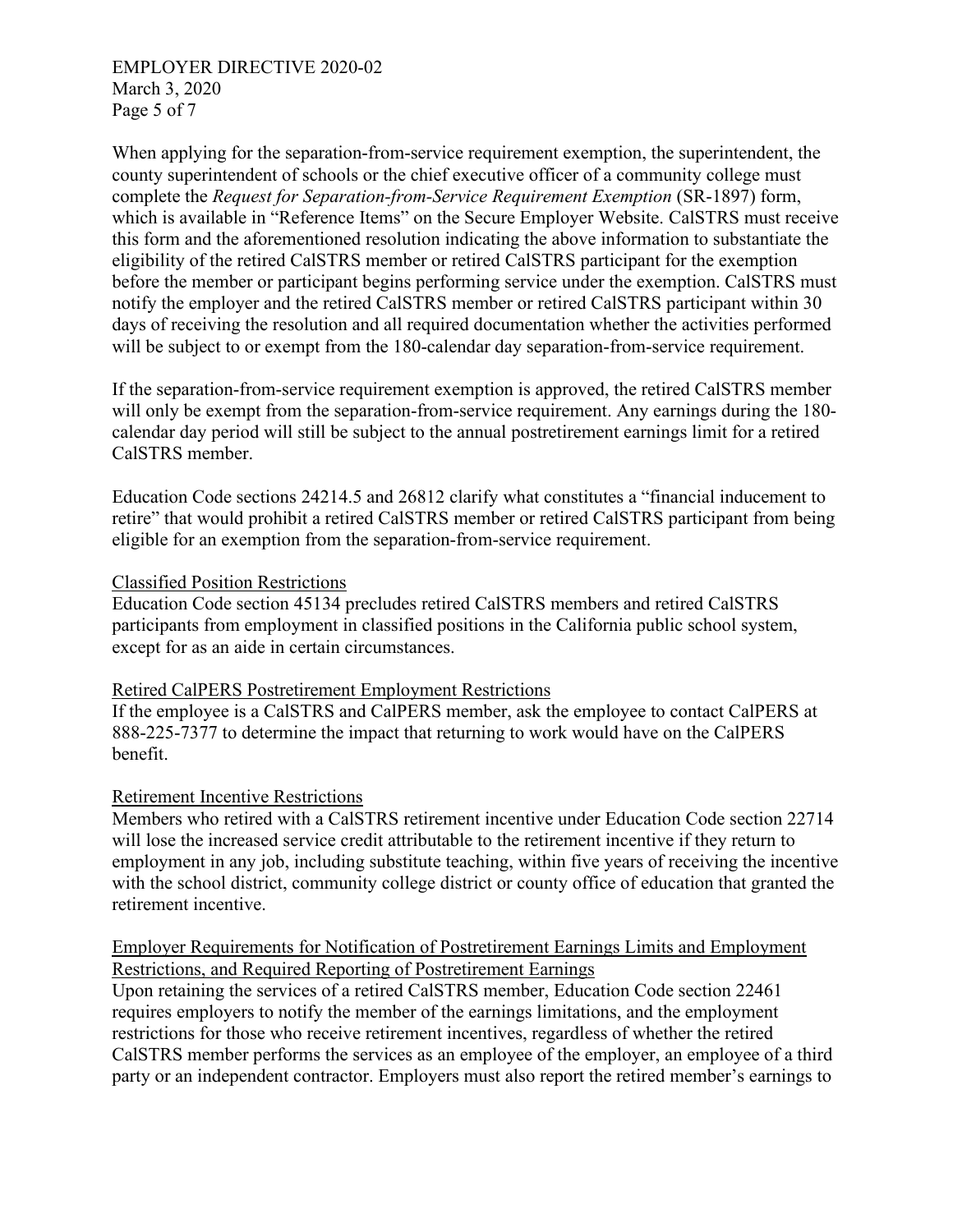When applying for the separation-from-service requirement exemption, the superintendent, the county superintendent of schools or the chief executive officer of a community college must complete the *Request for Separation-from-Service Requirement Exemption* (SR-1897) form, which is available in "Reference Items" on the Secure Employer Website. CalSTRS must receive this form and the aforementioned resolution indicating the above information to substantiate the eligibility of the retired CalSTRS member or retired CalSTRS participant for the exemption before the member or participant begins performing service under the exemption. CalSTRS must notify the employer and the retired CalSTRS member or retired CalSTRS participant within 30 days of receiving the resolution and all required documentation whether the activities performed will be subject to or exempt from the 180-calendar day separation-from-service requirement.

If the separation-from-service requirement exemption is approved, the retired CalSTRS member will only be exempt from the separation-from-service requirement. Any earnings during the 180-calendar day period will still be subject to the annual postretirement earnings limit for a retired CalSTRS member.

Education Code sections 24214.5 and 26812 clarify what constitutes a "financial inducement to retire" that would prohibit a retired CalSTRS member or retired CalSTRS participant from being eligible for an exemption from the separation-from-service requirement.

<u>Classified Position Restrictions</u>
Education Code section 45134 precludes retired CalSTRS members and retired CalSTRS participants from employment in classified positions in the California public school system, except for as an aide in certain circumstances.

<u>Retired CalPERS Postretirement Employment Restrictions</u>
If the employee is a CalSTRS and CalPERS member, ask the employee to contact CalPERS at 888-225-7377 to determine the impact that returning to work would have on the CalPERS benefit.

<u>Retirement Incentive Restrictions</u>
Members who retired with a CalSTRS retirement incentive under Education Code section 22714 will lose the increased service credit attributable to the retirement incentive if they return to employment in any job, including substitute teaching, within five years of receiving the incentive with the school district, community college district or county office of education that granted the retirement incentive.

<u>Employer Requirements for Notification of Postretirement Earnings Limits and Employment Restrictions, and Required Reporting of Postretirement Earnings</u>
Upon retaining the services of a retired CalSTRS member, Education Code section 22461 requires employers to notify the member of the earnings limitations, and the employment restrictions for those who receive retirement incentives, regardless of whether the retired CalSTRS member performs the services as an employee of the employer, an employee of a third party or an independent contractor. Employers must also report the retired member's earnings to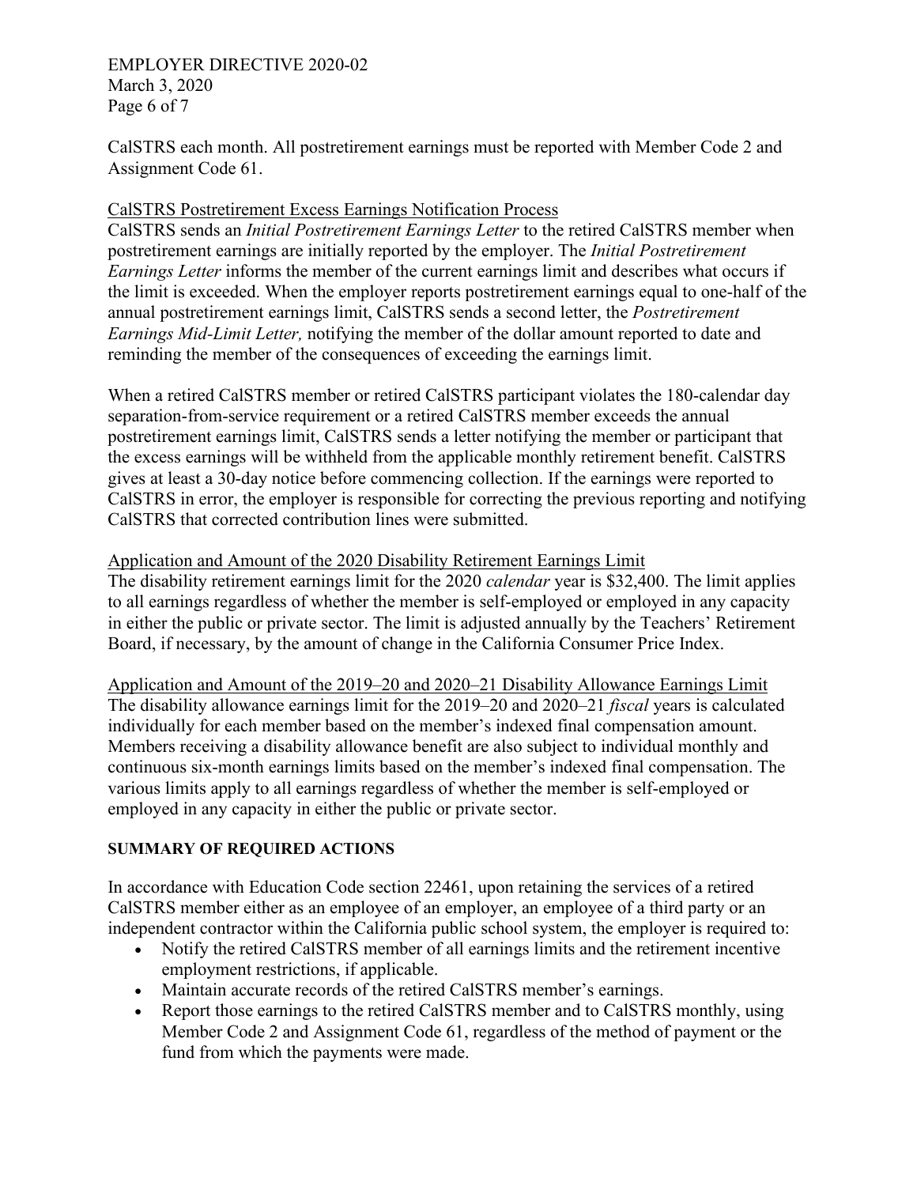CalSTRS each month. All postretirement earnings must be reported with Member Code 2 and Assignment Code 61.

CalSTRS Postretirement Excess Earnings Notification Process

CalSTRS sends an *Initial Postretirement Earnings Letter* to the retired CalSTRS member when postretirement earnings are initially reported by the employer. The *Initial Postretirement Earnings Letter* informs the member of the current earnings limit and describes what occurs if the limit is exceeded. When the employer reports postretirement earnings equal to one-half of the annual postretirement earnings limit, CalSTRS sends a second letter, the *Postretirement Earnings Mid-Limit Letter,* notifying the member of the dollar amount reported to date and reminding the member of the consequences of exceeding the earnings limit.

When a retired CalSTRS member or retired CalSTRS participant violates the 180-calendar day separation-from-service requirement or a retired CalSTRS member exceeds the annual postretirement earnings limit, CalSTRS sends a letter notifying the member or participant that the excess earnings will be withheld from the applicable monthly retirement benefit. CalSTRS gives at least a 30-day notice before commencing collection. If the earnings were reported to CalSTRS in error, the employer is responsible for correcting the previous reporting and notifying CalSTRS that corrected contribution lines were submitted.

Application and Amount of the 2020 Disability Retirement Earnings Limit

The disability retirement earnings limit for the 2020 *calendar* year is $32,400. The limit applies to all earnings regardless of whether the member is self-employed or employed in any capacity in either the public or private sector. The limit is adjusted annually by the Teachers' Retirement Board, if necessary, by the amount of change in the California Consumer Price Index.

Application and Amount of the 2019–20 and 2020–21 Disability Allowance Earnings Limit

The disability allowance earnings limit for the 2019–20 and 2020–21 *fiscal* years is calculated individually for each member based on the member's indexed final compensation amount. Members receiving a disability allowance benefit are also subject to individual monthly and continuous six-month earnings limits based on the member's indexed final compensation. The various limits apply to all earnings regardless of whether the member is self-employed or employed in any capacity in either the public or private sector.

**SUMMARY OF REQUIRED ACTIONS**

In accordance with Education Code section 22461, upon retaining the services of a retired CalSTRS member either as an employee of an employer, an employee of a third party or an independent contractor within the California public school system, the employer is required to:

- Notify the retired CalSTRS member of all earnings limits and the retirement incentive employment restrictions, if applicable.
- Maintain accurate records of the retired CalSTRS member's earnings.
- Report those earnings to the retired CalSTRS member and to CalSTRS monthly, using Member Code 2 and Assignment Code 61, regardless of the method of payment or the fund from which the payments were made.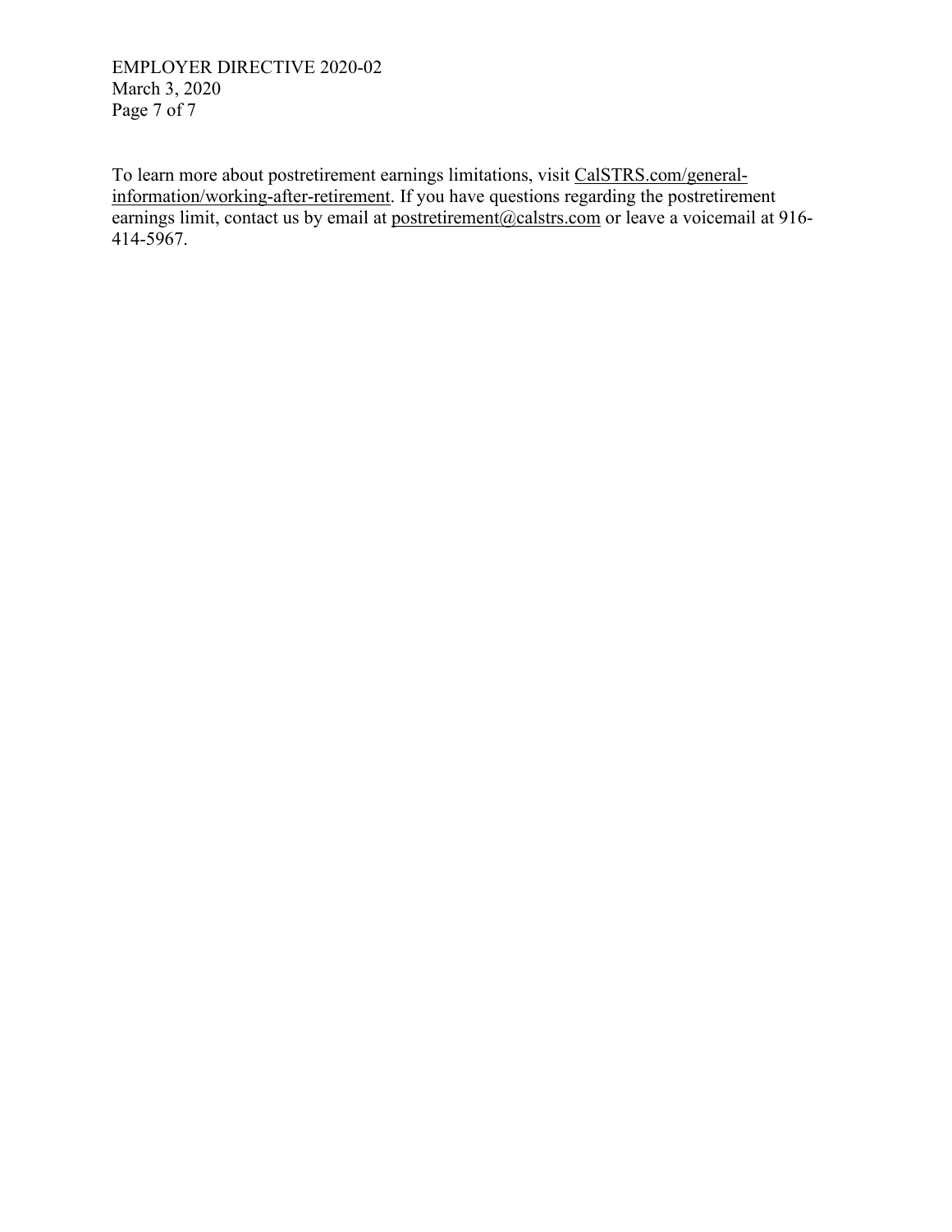To learn more about postretirement earnings limitations, visit CalSTRS.com/general-information/working-after-retirement. If you have questions regarding the postretirement earnings limit, contact us by email at postretirement@calstrs.com or leave a voicemail at 916-414-5967.